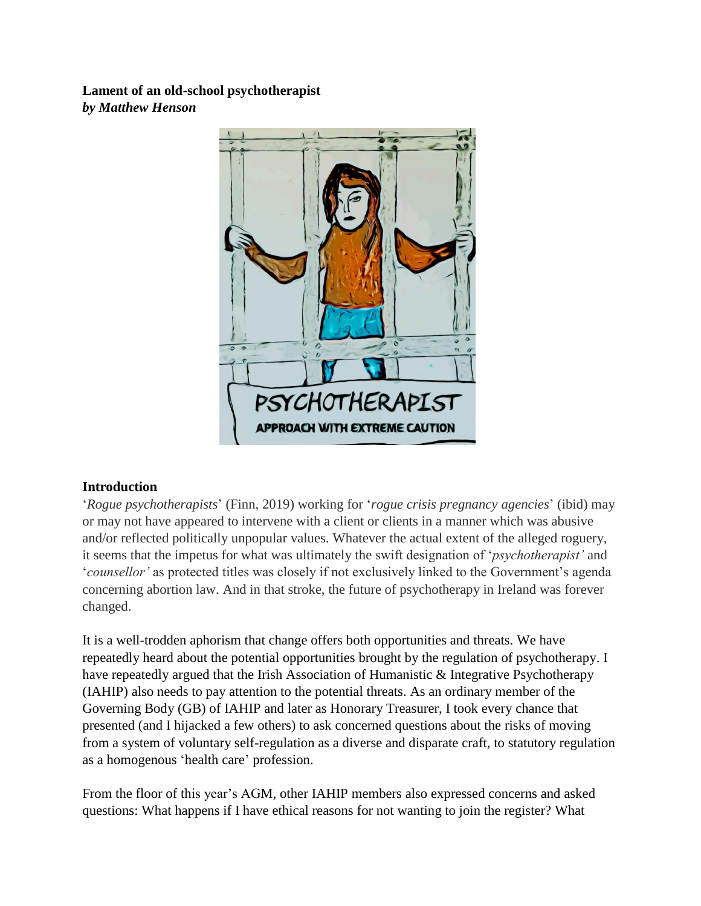**Lament of an old-school psychotherapist**
***by Matthew Henson***

## Introduction

'*Rogue psychotherapists*' (Finn, 2019) working for '*rogue crisis pregnancy agencies*' (ibid) may or may not have appeared to intervene with a client or clients in a manner which was abusive and/or reflected politically unpopular values. Whatever the actual extent of the alleged roguery, it seems that the impetus for what was ultimately the swift designation of '*psychotherapist'* and '*counsellor'* as protected titles was closely if not exclusively linked to the Government's agenda concerning abortion law. And in that stroke, the future of psychotherapy in Ireland was forever changed.

It is a well-trodden aphorism that change offers both opportunities and threats. We have repeatedly heard about the potential opportunities brought by the regulation of psychotherapy. I have repeatedly argued that the Irish Association of Humanistic & Integrative Psychotherapy (IAHIP) also needs to pay attention to the potential threats. As an ordinary member of the Governing Body (GB) of IAHIP and later as Honorary Treasurer, I took every chance that presented (and I hijacked a few others) to ask concerned questions about the risks of moving from a system of voluntary self-regulation as a diverse and disparate craft, to statutory regulation as a homogenous 'health care' profession.

From the floor of this year's AGM, other IAHIP members also expressed concerns and asked questions: What happens if I have ethical reasons for not wanting to join the register? What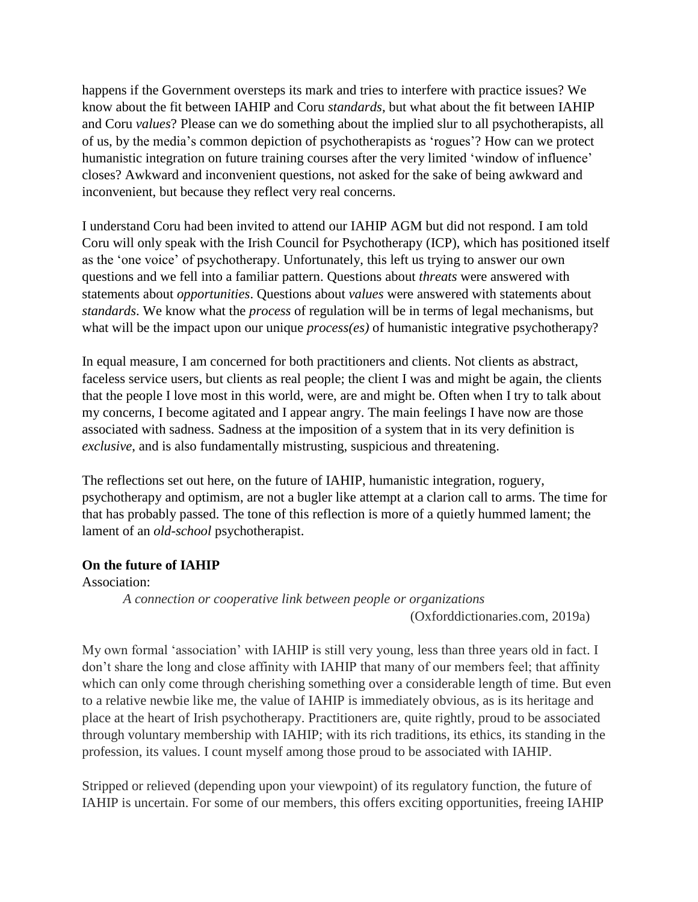happens if the Government oversteps its mark and tries to interfere with practice issues? We know about the fit between IAHIP and Coru *standards*, but what about the fit between IAHIP and Coru *values*? Please can we do something about the implied slur to all psychotherapists, all of us, by the media's common depiction of psychotherapists as 'rogues'? How can we protect humanistic integration on future training courses after the very limited 'window of influence' closes? Awkward and inconvenient questions, not asked for the sake of being awkward and inconvenient, but because they reflect very real concerns.

I understand Coru had been invited to attend our IAHIP AGM but did not respond. I am told Coru will only speak with the Irish Council for Psychotherapy (ICP), which has positioned itself as the 'one voice' of psychotherapy. Unfortunately, this left us trying to answer our own questions and we fell into a familiar pattern. Questions about *threats* were answered with statements about *opportunities*. Questions about *values* were answered with statements about *standards*. We know what the *process* of regulation will be in terms of legal mechanisms, but what will be the impact upon our unique *process(es)* of humanistic integrative psychotherapy?

In equal measure, I am concerned for both practitioners and clients. Not clients as abstract, faceless service users, but clients as real people; the client I was and might be again, the clients that the people I love most in this world, were, are and might be. Often when I try to talk about my concerns, I become agitated and I appear angry. The main feelings I have now are those associated with sadness. Sadness at the imposition of a system that in its very definition is *exclusive*, and is also fundamentally mistrusting, suspicious and threatening.

The reflections set out here, on the future of IAHIP, humanistic integration, roguery, psychotherapy and optimism, are not a bugler like attempt at a clarion call to arms. The time for that has probably passed. The tone of this reflection is more of a quietly hummed lament; the lament of an *old-school* psychotherapist.

**On the future of IAHIP**

Association:

> *A connection or cooperative link between people or organizations*
>
> (Oxforddictionaries.com, 2019a)

My own formal 'association' with IAHIP is still very young, less than three years old in fact. I don't share the long and close affinity with IAHIP that many of our members feel; that affinity which can only come through cherishing something over a considerable length of time. But even to a relative newbie like me, the value of IAHIP is immediately obvious, as is its heritage and place at the heart of Irish psychotherapy. Practitioners are, quite rightly, proud to be associated through voluntary membership with IAHIP; with its rich traditions, its ethics, its standing in the profession, its values. I count myself among those proud to be associated with IAHIP.

Stripped or relieved (depending upon your viewpoint) of its regulatory function, the future of IAHIP is uncertain. For some of our members, this offers exciting opportunities, freeing IAHIP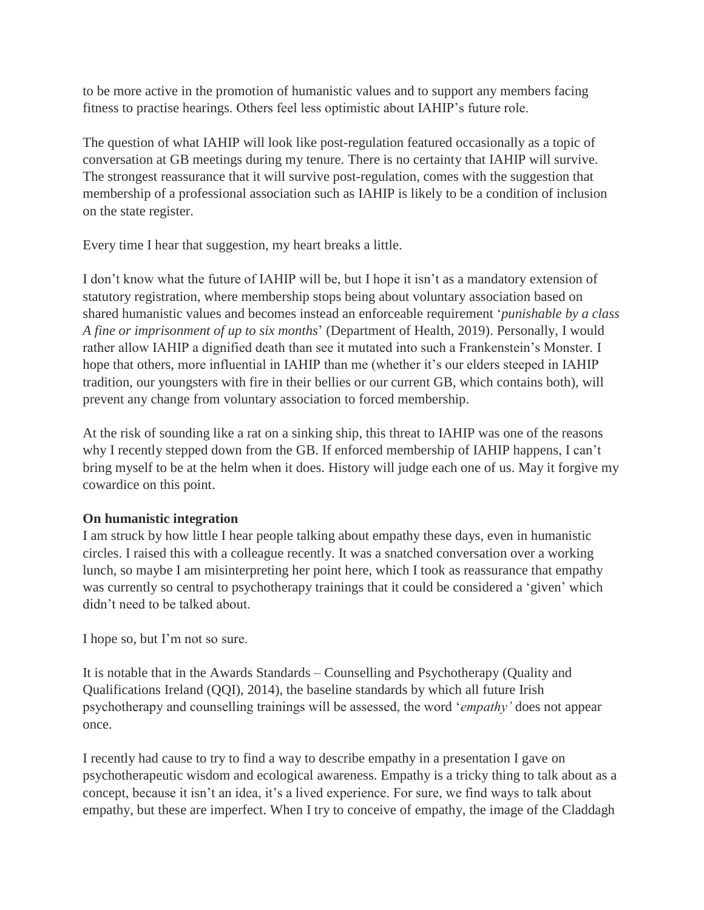to be more active in the promotion of humanistic values and to support any members facing fitness to practise hearings. Others feel less optimistic about IAHIP's future role.

The question of what IAHIP will look like post-regulation featured occasionally as a topic of conversation at GB meetings during my tenure. There is no certainty that IAHIP will survive. The strongest reassurance that it will survive post-regulation, comes with the suggestion that membership of a professional association such as IAHIP is likely to be a condition of inclusion on the state register.

Every time I hear that suggestion, my heart breaks a little.

I don't know what the future of IAHIP will be, but I hope it isn't as a mandatory extension of statutory registration, where membership stops being about voluntary association based on shared humanistic values and becomes instead an enforceable requirement '*punishable by a class A fine or imprisonment of up to six months*' (Department of Health, 2019). Personally, I would rather allow IAHIP a dignified death than see it mutated into such a Frankenstein's Monster. I hope that others, more influential in IAHIP than me (whether it's our elders steeped in IAHIP tradition, our youngsters with fire in their bellies or our current GB, which contains both), will prevent any change from voluntary association to forced membership.

At the risk of sounding like a rat on a sinking ship, this threat to IAHIP was one of the reasons why I recently stepped down from the GB. If enforced membership of IAHIP happens, I can't bring myself to be at the helm when it does. History will judge each one of us. May it forgive my cowardice on this point.

**On humanistic integration**

I am struck by how little I hear people talking about empathy these days, even in humanistic circles. I raised this with a colleague recently. It was a snatched conversation over a working lunch, so maybe I am misinterpreting her point here, which I took as reassurance that empathy was currently so central to psychotherapy trainings that it could be considered a 'given' which didn't need to be talked about.

I hope so, but I'm not so sure.

It is notable that in the Awards Standards – Counselling and Psychotherapy (Quality and Qualifications Ireland (QQI), 2014), the baseline standards by which all future Irish psychotherapy and counselling trainings will be assessed, the word '*empathy'* does not appear once.

I recently had cause to try to find a way to describe empathy in a presentation I gave on psychotherapeutic wisdom and ecological awareness. Empathy is a tricky thing to talk about as a concept, because it isn't an idea, it's a lived experience. For sure, we find ways to talk about empathy, but these are imperfect. When I try to conceive of empathy, the image of the Claddagh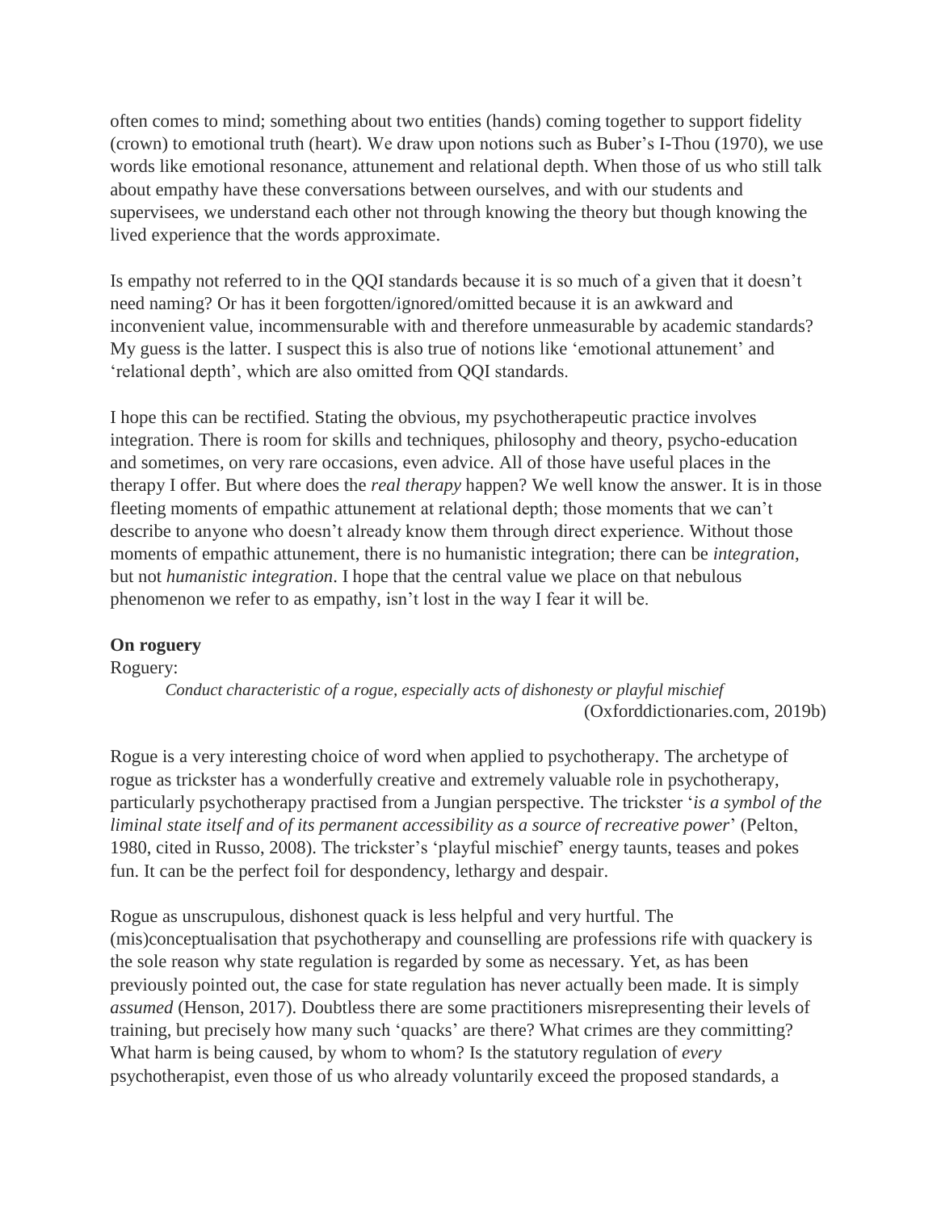often comes to mind; something about two entities (hands) coming together to support fidelity (crown) to emotional truth (heart). We draw upon notions such as Buber's I-Thou (1970), we use words like emotional resonance, attunement and relational depth. When those of us who still talk about empathy have these conversations between ourselves, and with our students and supervisees, we understand each other not through knowing the theory but though knowing the lived experience that the words approximate.

Is empathy not referred to in the QQI standards because it is so much of a given that it doesn't need naming? Or has it been forgotten/ignored/omitted because it is an awkward and inconvenient value, incommensurable with and therefore unmeasurable by academic standards? My guess is the latter. I suspect this is also true of notions like 'emotional attunement' and 'relational depth', which are also omitted from QQI standards.

I hope this can be rectified. Stating the obvious, my psychotherapeutic practice involves integration. There is room for skills and techniques, philosophy and theory, psycho-education and sometimes, on very rare occasions, even advice. All of those have useful places in the therapy I offer. But where does the *real therapy* happen? We well know the answer. It is in those fleeting moments of empathic attunement at relational depth; those moments that we can't describe to anyone who doesn't already know them through direct experience. Without those moments of empathic attunement, there is no humanistic integration; there can be *integration*, but not *humanistic integration*. I hope that the central value we place on that nebulous phenomenon we refer to as empathy, isn't lost in the way I fear it will be.

**On roguery**

Roguery:

> *Conduct characteristic of a rogue, especially acts of dishonesty or playful mischief*
>
> (Oxforddictionaries.com, 2019b)

Rogue is a very interesting choice of word when applied to psychotherapy. The archetype of rogue as trickster has a wonderfully creative and extremely valuable role in psychotherapy, particularly psychotherapy practised from a Jungian perspective. The trickster '*is a symbol of the liminal state itself and of its permanent accessibility as a source of recreative power*' (Pelton, 1980, cited in Russo, 2008). The trickster's 'playful mischief' energy taunts, teases and pokes fun. It can be the perfect foil for despondency, lethargy and despair.

Rogue as unscrupulous, dishonest quack is less helpful and very hurtful. The (mis)conceptualisation that psychotherapy and counselling are professions rife with quackery is the sole reason why state regulation is regarded by some as necessary. Yet, as has been previously pointed out, the case for state regulation has never actually been made. It is simply *assumed* (Henson, 2017). Doubtless there are some practitioners misrepresenting their levels of training, but precisely how many such 'quacks' are there? What crimes are they committing? What harm is being caused, by whom to whom? Is the statutory regulation of *every* psychotherapist, even those of us who already voluntarily exceed the proposed standards, a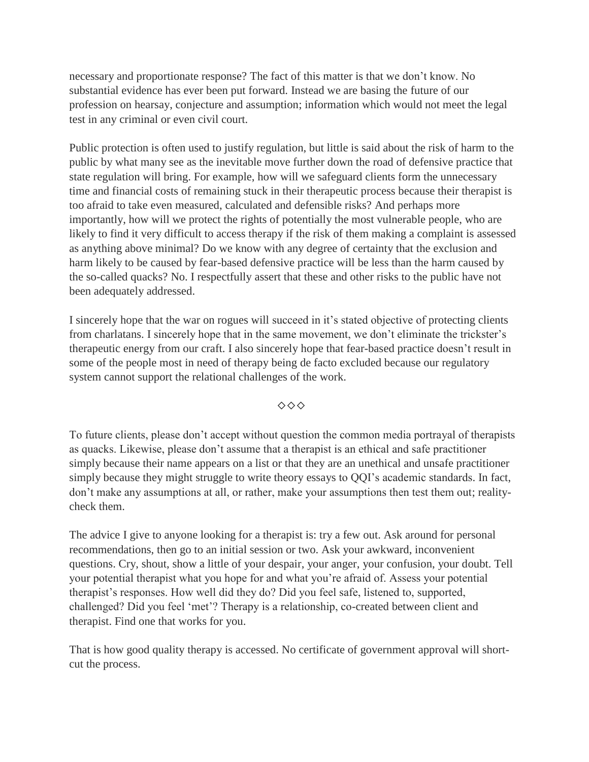necessary and proportionate response? The fact of this matter is that we don't know. No substantial evidence has ever been put forward. Instead we are basing the future of our profession on hearsay, conjecture and assumption; information which would not meet the legal test in any criminal or even civil court.

Public protection is often used to justify regulation, but little is said about the risk of harm to the public by what many see as the inevitable move further down the road of defensive practice that state regulation will bring. For example, how will we safeguard clients form the unnecessary time and financial costs of remaining stuck in their therapeutic process because their therapist is too afraid to take even measured, calculated and defensible risks? And perhaps more importantly, how will we protect the rights of potentially the most vulnerable people, who are likely to find it very difficult to access therapy if the risk of them making a complaint is assessed as anything above minimal? Do we know with any degree of certainty that the exclusion and harm likely to be caused by fear-based defensive practice will be less than the harm caused by the so-called quacks? No. I respectfully assert that these and other risks to the public have not been adequately addressed.

I sincerely hope that the war on rogues will succeed in it's stated objective of protecting clients from charlatans. I sincerely hope that in the same movement, we don't eliminate the trickster's therapeutic energy from our craft. I also sincerely hope that fear-based practice doesn't result in some of the people most in need of therapy being de facto excluded because our regulatory system cannot support the relational challenges of the work.

◇◇◇

To future clients, please don't accept without question the common media portrayal of therapists as quacks. Likewise, please don't assume that a therapist is an ethical and safe practitioner simply because their name appears on a list or that they are an unethical and unsafe practitioner simply because they might struggle to write theory essays to QQI's academic standards. In fact, don't make any assumptions at all, or rather, make your assumptions then test them out; reality-check them.

The advice I give to anyone looking for a therapist is: try a few out. Ask around for personal recommendations, then go to an initial session or two. Ask your awkward, inconvenient questions. Cry, shout, show a little of your despair, your anger, your confusion, your doubt. Tell your potential therapist what you hope for and what you're afraid of. Assess your potential therapist's responses. How well did they do? Did you feel safe, listened to, supported, challenged? Did you feel 'met'? Therapy is a relationship, co-created between client and therapist. Find one that works for you.

That is how good quality therapy is accessed. No certificate of government approval will short-cut the process.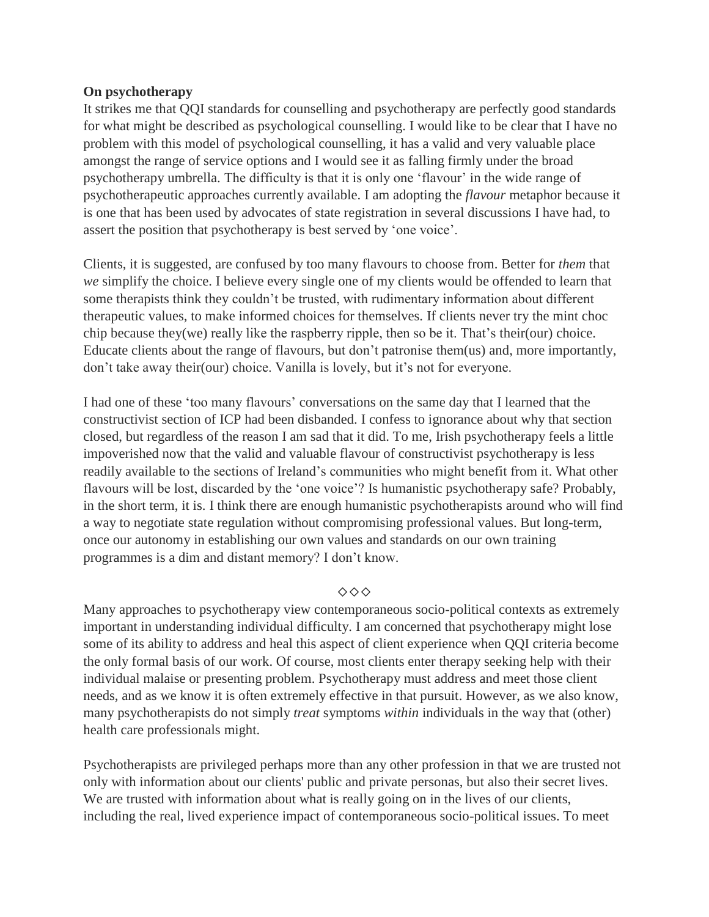**On psychotherapy**

It strikes me that QQI standards for counselling and psychotherapy are perfectly good standards for what might be described as psychological counselling. I would like to be clear that I have no problem with this model of psychological counselling, it has a valid and very valuable place amongst the range of service options and I would see it as falling firmly under the broad psychotherapy umbrella. The difficulty is that it is only one 'flavour' in the wide range of psychotherapeutic approaches currently available. I am adopting the *flavour* metaphor because it is one that has been used by advocates of state registration in several discussions I have had, to assert the position that psychotherapy is best served by 'one voice'.

Clients, it is suggested, are confused by too many flavours to choose from. Better for *them* that *we* simplify the choice. I believe every single one of my clients would be offended to learn that some therapists think they couldn't be trusted, with rudimentary information about different therapeutic values, to make informed choices for themselves. If clients never try the mint choc chip because they(we) really like the raspberry ripple, then so be it. That's their(our) choice. Educate clients about the range of flavours, but don't patronise them(us) and, more importantly, don't take away their(our) choice. Vanilla is lovely, but it's not for everyone.

I had one of these 'too many flavours' conversations on the same day that I learned that the constructivist section of ICP had been disbanded. I confess to ignorance about why that section closed, but regardless of the reason I am sad that it did. To me, Irish psychotherapy feels a little impoverished now that the valid and valuable flavour of constructivist psychotherapy is less readily available to the sections of Ireland's communities who might benefit from it. What other flavours will be lost, discarded by the 'one voice'? Is humanistic psychotherapy safe? Probably, in the short term, it is. I think there are enough humanistic psychotherapists around who will find a way to negotiate state regulation without compromising professional values. But long-term, once our autonomy in establishing our own values and standards on our own training programmes is a dim and distant memory? I don't know.

◇◇◇

Many approaches to psychotherapy view contemporaneous socio-political contexts as extremely important in understanding individual difficulty. I am concerned that psychotherapy might lose some of its ability to address and heal this aspect of client experience when QQI criteria become the only formal basis of our work. Of course, most clients enter therapy seeking help with their individual malaise or presenting problem. Psychotherapy must address and meet those client needs, and as we know it is often extremely effective in that pursuit. However, as we also know, many psychotherapists do not simply *treat* symptoms *within* individuals in the way that (other) health care professionals might.

Psychotherapists are privileged perhaps more than any other profession in that we are trusted not only with information about our clients' public and private personas, but also their secret lives. We are trusted with information about what is really going on in the lives of our clients, including the real, lived experience impact of contemporaneous socio-political issues. To meet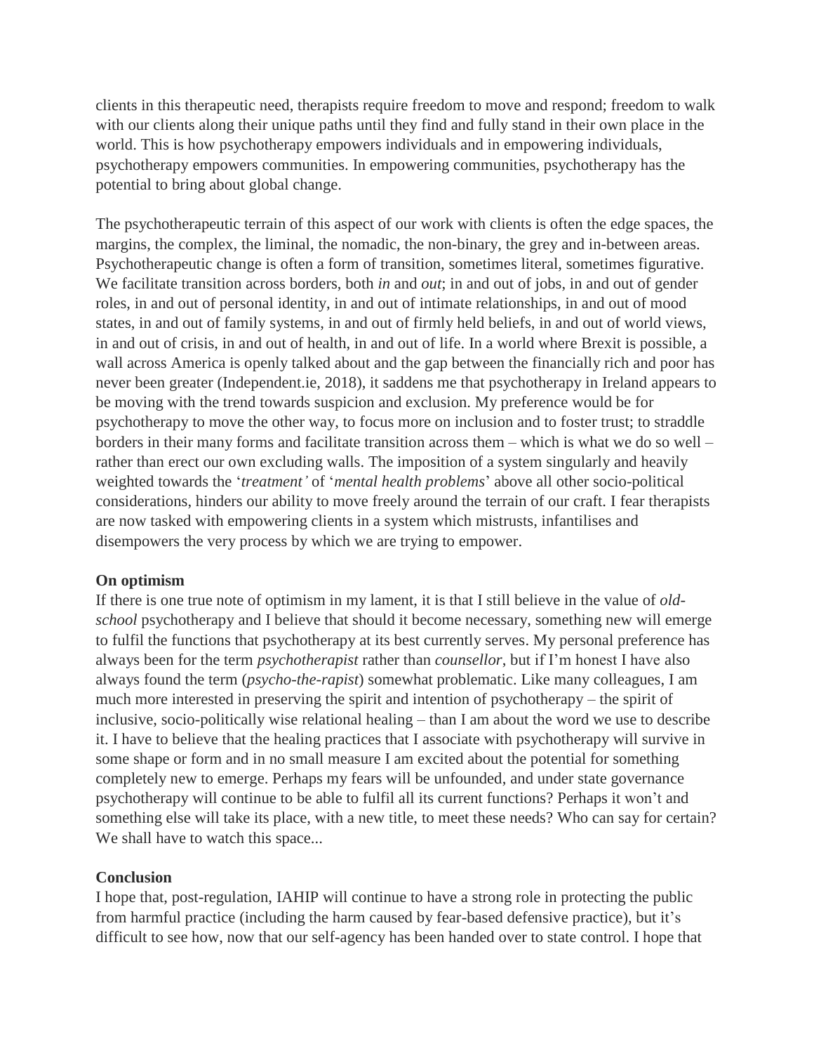clients in this therapeutic need, therapists require freedom to move and respond; freedom to walk with our clients along their unique paths until they find and fully stand in their own place in the world. This is how psychotherapy empowers individuals and in empowering individuals, psychotherapy empowers communities. In empowering communities, psychotherapy has the potential to bring about global change.

The psychotherapeutic terrain of this aspect of our work with clients is often the edge spaces, the margins, the complex, the liminal, the nomadic, the non-binary, the grey and in-between areas. Psychotherapeutic change is often a form of transition, sometimes literal, sometimes figurative. We facilitate transition across borders, both *in* and *out*; in and out of jobs, in and out of gender roles, in and out of personal identity, in and out of intimate relationships, in and out of mood states, in and out of family systems, in and out of firmly held beliefs, in and out of world views, in and out of crisis, in and out of health, in and out of life. In a world where Brexit is possible, a wall across America is openly talked about and the gap between the financially rich and poor has never been greater (Independent.ie, 2018), it saddens me that psychotherapy in Ireland appears to be moving with the trend towards suspicion and exclusion. My preference would be for psychotherapy to move the other way, to focus more on inclusion and to foster trust; to straddle borders in their many forms and facilitate transition across them – which is what we do so well – rather than erect our own excluding walls. The imposition of a system singularly and heavily weighted towards the '*treatment'* of '*mental health problems*' above all other socio-political considerations, hinders our ability to move freely around the terrain of our craft. I fear therapists are now tasked with empowering clients in a system which mistrusts, infantilises and disempowers the very process by which we are trying to empower.

**On optimism**

If there is one true note of optimism in my lament, it is that I still believe in the value of *old-school* psychotherapy and I believe that should it become necessary, something new will emerge to fulfil the functions that psychotherapy at its best currently serves. My personal preference has always been for the term *psychotherapist* rather than *counsellor*, but if I'm honest I have also always found the term (*psycho-the-rapist*) somewhat problematic. Like many colleagues, I am much more interested in preserving the spirit and intention of psychotherapy – the spirit of inclusive, socio-politically wise relational healing – than I am about the word we use to describe it. I have to believe that the healing practices that I associate with psychotherapy will survive in some shape or form and in no small measure I am excited about the potential for something completely new to emerge. Perhaps my fears will be unfounded, and under state governance psychotherapy will continue to be able to fulfil all its current functions? Perhaps it won't and something else will take its place, with a new title, to meet these needs? Who can say for certain? We shall have to watch this space...

**Conclusion**

I hope that, post-regulation, IAHIP will continue to have a strong role in protecting the public from harmful practice (including the harm caused by fear-based defensive practice), but it's difficult to see how, now that our self-agency has been handed over to state control. I hope that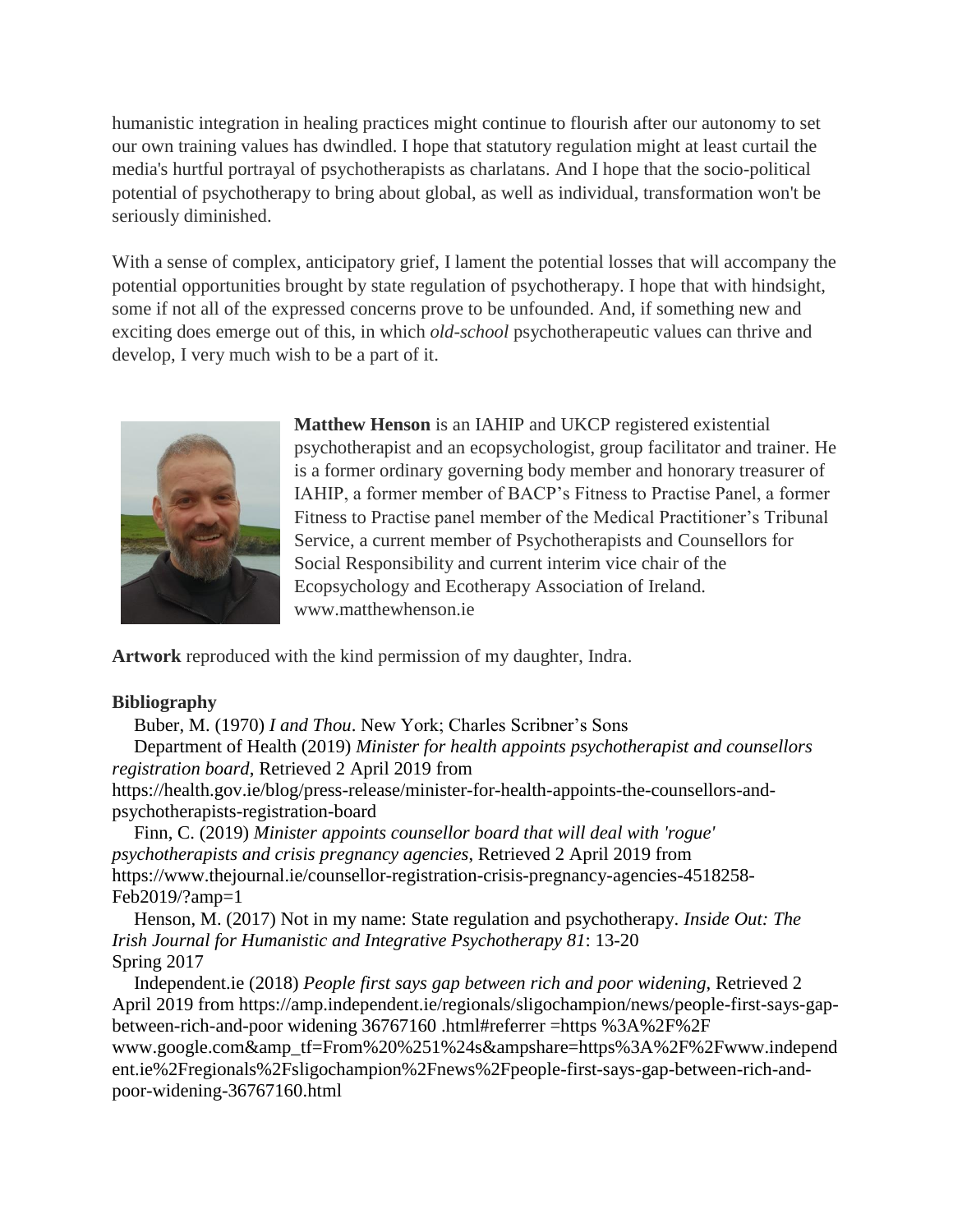humanistic integration in healing practices might continue to flourish after our autonomy to set our own training values has dwindled. I hope that statutory regulation might at least curtail the media's hurtful portrayal of psychotherapists as charlatans. And I hope that the socio-political potential of psychotherapy to bring about global, as well as individual, transformation won't be seriously diminished.

With a sense of complex, anticipatory grief, I lament the potential losses that will accompany the potential opportunities brought by state regulation of psychotherapy. I hope that with hindsight, some if not all of the expressed concerns prove to be unfounded. And, if something new and exciting does emerge out of this, in which *old-school* psychotherapeutic values can thrive and develop, I very much wish to be a part of it.

**Matthew Henson** is an IAHIP and UKCP registered existential psychotherapist and an ecopsychologist, group facilitator and trainer. He is a former ordinary governing body member and honorary treasurer of IAHIP, a former member of BACP's Fitness to Practise Panel, a former Fitness to Practise panel member of the Medical Practitioner's Tribunal Service, a current member of Psychotherapists and Counsellors for Social Responsibility and current interim vice chair of the Ecopsychology and Ecotherapy Association of Ireland. www.matthewhenson.ie

**Artwork** reproduced with the kind permission of my daughter, Indra.

**Bibliography**

Buber, M. (1970) *I and Thou*. New York; Charles Scribner's Sons

Department of Health (2019) *Minister for health appoints psychotherapist and counsellors registration board*, Retrieved 2 April 2019 from https://health.gov.ie/blog/press-release/minister-for-health-appoints-the-counsellors-and-psychotherapists-registration-board

Finn, C. (2019) *Minister appoints counsellor board that will deal with 'rogue' psychotherapists and crisis pregnancy agencies*, Retrieved 2 April 2019 from https://www.thejournal.ie/counsellor-registration-crisis-pregnancy-agencies-4518258-Feb2019/?amp=1

Henson, M. (2017) Not in my name: State regulation and psychotherapy. *Inside Out: The Irish Journal for Humanistic and Integrative Psychotherapy 81*: 13-20 Spring 2017

Independent.ie (2018) *People first says gap between rich and poor widening*, Retrieved 2 April 2019 from https://amp.independent.ie/regionals/sligochampion/news/people-first-says-gap-between-rich-and-poor widening 36767160 .html#referrer =https %3A%2F%2F www.google.com&amp_tf=From%20%251%24s&ampshare=https%3A%2F%2Fwww.independent.ie%2Fregionals%2Fsligochampion%2Fnews%2Fpeople-first-says-gap-between-rich-and-poor-widening-36767160.html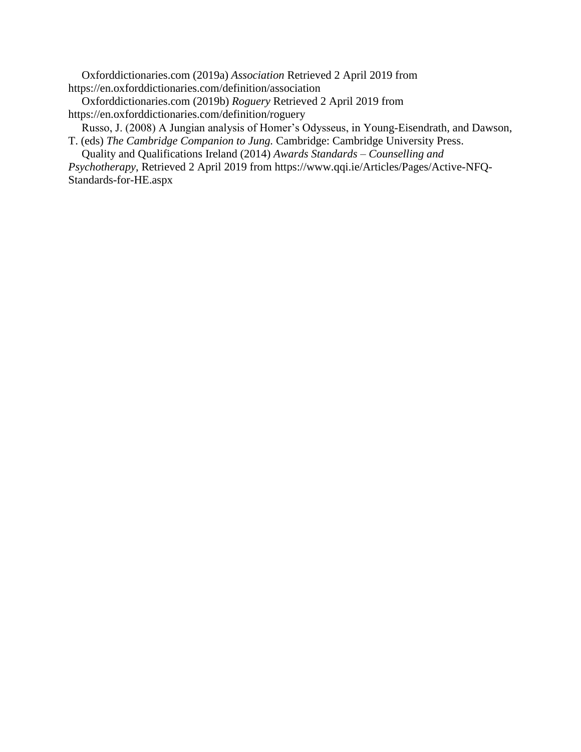Oxforddictionaries.com (2019a) *Association* Retrieved 2 April 2019 from https://en.oxforddictionaries.com/definition/association

Oxforddictionaries.com (2019b) *Roguery* Retrieved 2 April 2019 from https://en.oxforddictionaries.com/definition/roguery

Russo, J. (2008) A Jungian analysis of Homer's Odysseus, in Young-Eisendrath, and Dawson, T. (eds) *The Cambridge Companion to Jung.* Cambridge: Cambridge University Press.

Quality and Qualifications Ireland (2014) *Awards Standards – Counselling and Psychotherapy*, Retrieved 2 April 2019 from https://www.qqi.ie/Articles/Pages/Active-NFQ-Standards-for-HE.aspx